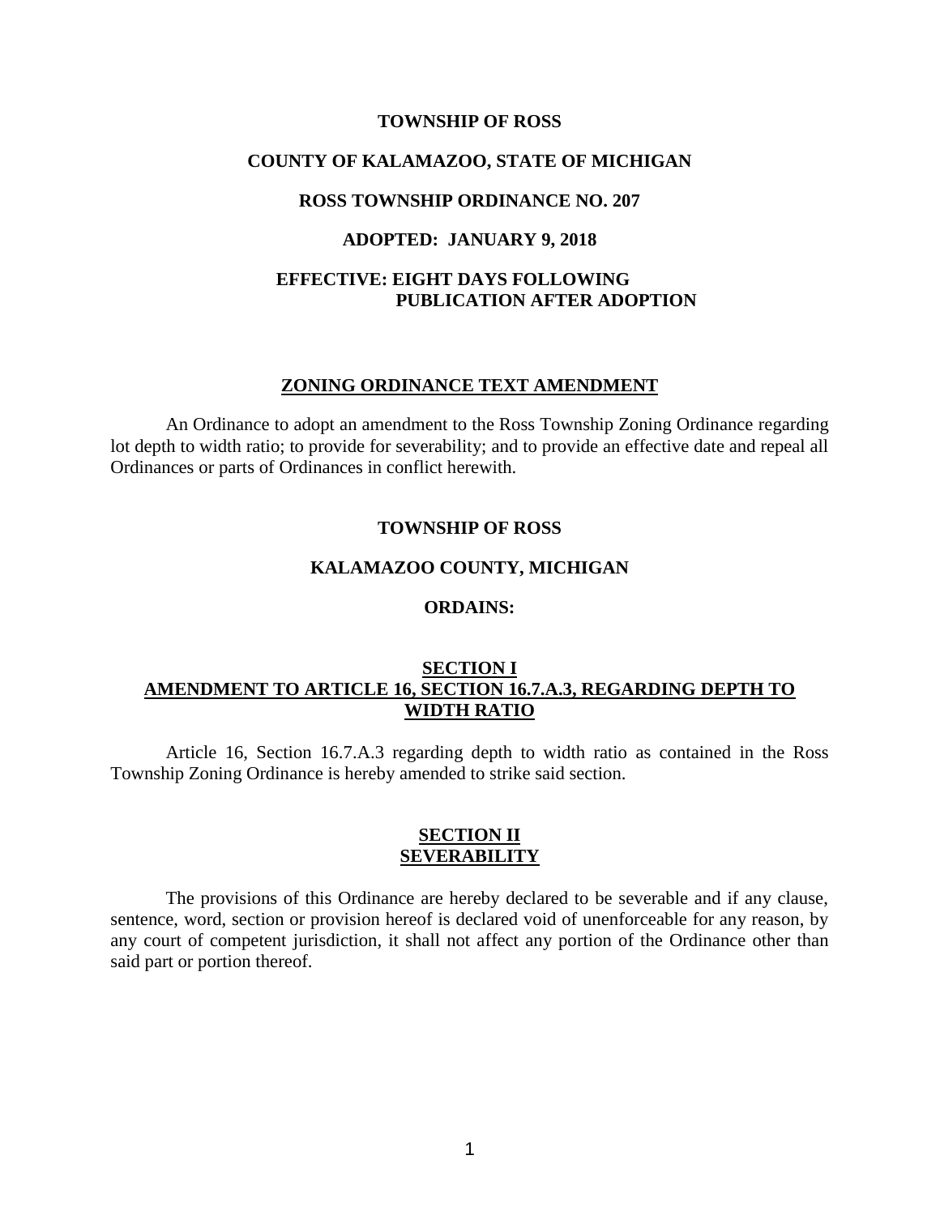**TOWNSHIP OF ROSS**

**COUNTY OF KALAMAZOO, STATE OF MICHIGAN**

**ROSS TOWNSHIP ORDINANCE NO. 207**

**ADOPTED: JANUARY 9, 2018**

**EFFECTIVE: EIGHT DAYS FOLLOWING PUBLICATION AFTER ADOPTION**

## ZONING ORDINANCE TEXT AMENDMENT

An Ordinance to adopt an amendment to the Ross Township Zoning Ordinance regarding lot depth to width ratio; to provide for severability; and to provide an effective date and repeal all Ordinances or parts of Ordinances in conflict herewith.

**TOWNSHIP OF ROSS**

**KALAMAZOO COUNTY, MICHIGAN**

**ORDAINS:**

## SECTION I
## AMENDMENT TO ARTICLE 16, SECTION 16.7.A.3, REGARDING DEPTH TO WIDTH RATIO

Article 16, Section 16.7.A.3 regarding depth to width ratio as contained in the Ross Township Zoning Ordinance is hereby amended to strike said section.

## SECTION II
## SEVERABILITY

The provisions of this Ordinance are hereby declared to be severable and if any clause, sentence, word, section or provision hereof is declared void of unenforceable for any reason, by any court of competent jurisdiction, it shall not affect any portion of the Ordinance other than said part or portion thereof.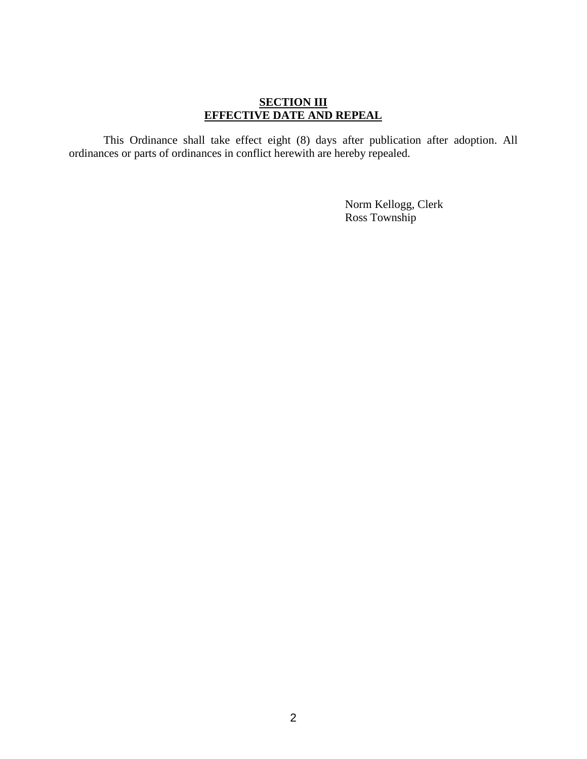## SECTION III
## EFFECTIVE DATE AND REPEAL

This Ordinance shall take effect eight (8) days after publication after adoption. All ordinances or parts of ordinances in conflict herewith are hereby repealed.

Norm Kellogg, Clerk
Ross Township